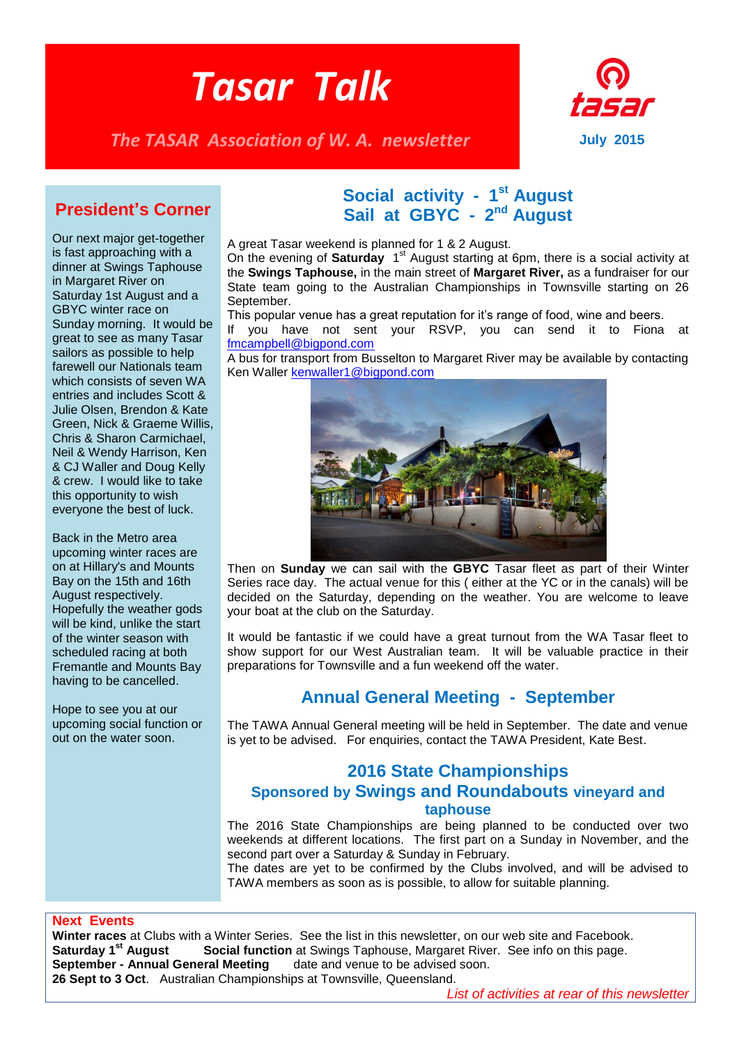# Tasar Talk

*The TASAR Association of W. A. newsletter*

tasar

**July 2015**

## President's Corner

Our next major get-together is fast approaching with a dinner at Swings Taphouse in Margaret River on Saturday 1st August and a GBYC winter race on Sunday morning. It would be great to see as many Tasar sailors as possible to help farewell our Nationals team which consists of seven WA entries and includes Scott & Julie Olsen, Brendon & Kate Green, Nick & Graeme Willis, Chris & Sharon Carmichael, Neil & Wendy Harrison, Ken & CJ Waller and Doug Kelly & crew. I would like to take this opportunity to wish everyone the best of luck.

Back in the Metro area upcoming winter races are on at Hillary's and Mounts Bay on the 15th and 16th August respectively. Hopefully the weather gods will be kind, unlike the start of the winter season with scheduled racing at both Fremantle and Mounts Bay having to be cancelled.

Hope to see you at our upcoming social function or out on the water soon.

## Social activity - 1st August
## Sail at GBYC - 2nd August

A great Tasar weekend is planned for 1 & 2 August.

On the evening of **Saturday** 1st August starting at 6pm, there is a social activity at the **Swings Taphouse,** in the main street of **Margaret River,** as a fundraiser for our State team going to the Australian Championships in Townsville starting on 26 September.

This popular venue has a great reputation for it's range of food, wine and beers.

If you have not sent your RSVP, you can send it to Fiona at fmcampbell@bigpond.com

A bus for transport from Busselton to Margaret River may be available by contacting Ken Waller kenwaller1@bigpond.com

Then on **Sunday** we can sail with the **GBYC** Tasar fleet as part of their Winter Series race day. The actual venue for this ( either at the YC or in the canals) will be decided on the Saturday, depending on the weather. You are welcome to leave your boat at the club on the Saturday.

It would be fantastic if we could have a great turnout from the WA Tasar fleet to show support for our West Australian team. It will be valuable practice in their preparations for Townsville and a fun weekend off the water.

## Annual General Meeting - September

The TAWA Annual General meeting will be held in September. The date and venue is yet to be advised. For enquiries, contact the TAWA President, Kate Best.

## 2016 State Championships
### Sponsored by Swings and Roundabouts vineyard and taphouse

The 2016 State Championships are being planned to be conducted over two weekends at different locations. The first part on a Sunday in November, and the second part over a Saturday & Sunday in February.

The dates are yet to be confirmed by the Clubs involved, and will be advised to TAWA members as soon as is possible, to allow for suitable planning.

**Next Events**

**Winter races** at Clubs with a Winter Series. See the list in this newsletter, on our web site and Facebook.
**Saturday 1st August** **Social function** at Swings Taphouse, Margaret River. See info on this page.
**September - Annual General Meeting** date and venue to be advised soon.
**26 Sept to 3 Oct**. Australian Championships at Townsville, Queensland.

*List of activities at rear of this newsletter*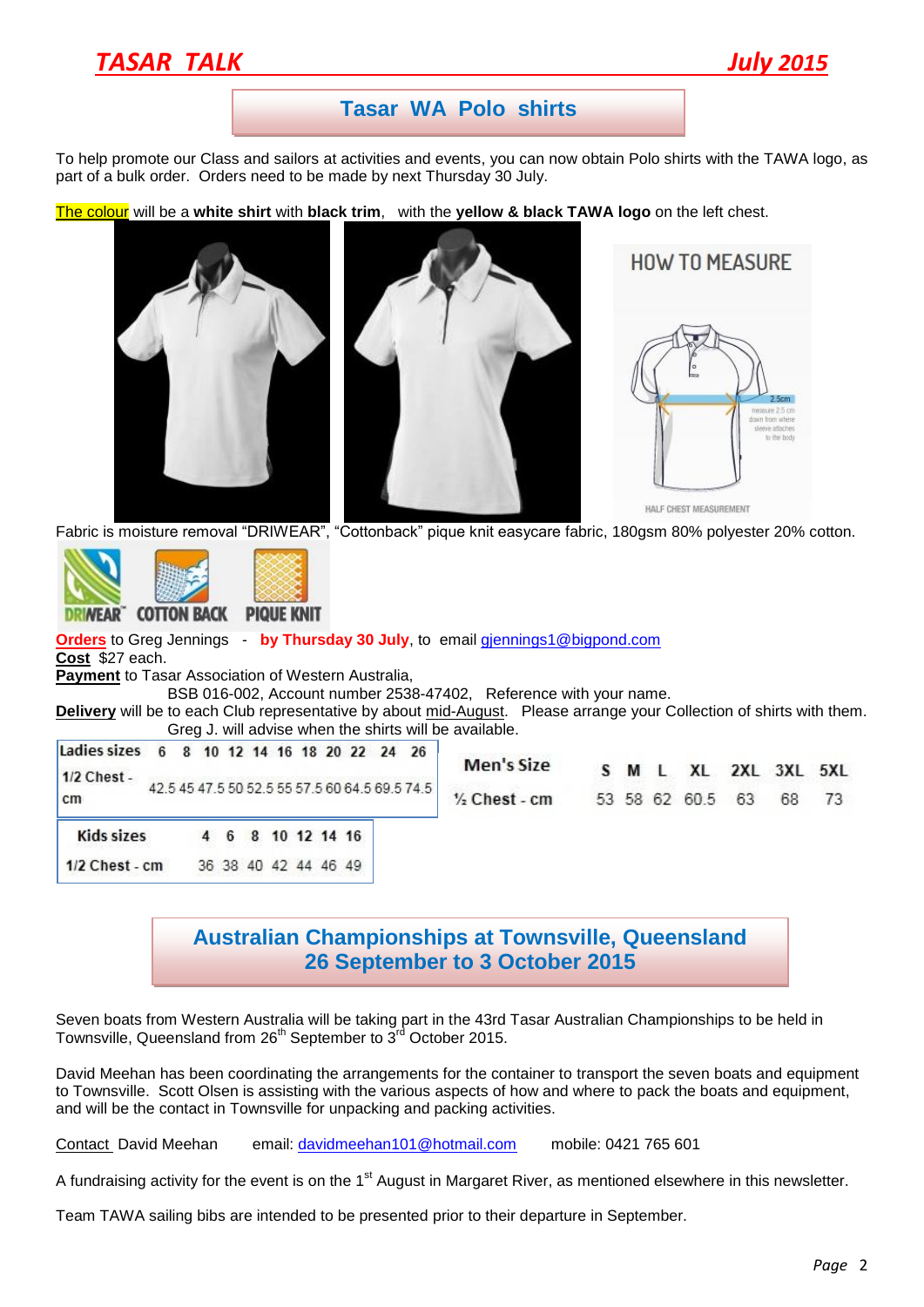## Tasar WA Polo shirts

To help promote our Class and sailors at activities and events, you can now obtain Polo shirts with the TAWA logo, as part of a bulk order. Orders need to be made by next Thursday 30 July.

The colour will be a **white shirt** with **black trim**, with the **yellow & black TAWA logo** on the left chest.

HOW TO MEASURE

HALF CHEST MEASUREMENT

Fabric is moisture removal "DRIWEAR", "Cottonback" pique knit easycare fabric, 180gsm 80% polyester 20% cotton.

DRIWEAR COTTON BACK PIQUE KNIT

**Orders** to Greg Jennings - **by Thursday 30 July**, to email gjennings1@bigpond.com
**Cost** $27 each.
**Payment** to Tasar Association of Western Australia,
BSB 016-002, Account number 2538-47402, Reference with your name.
**Delivery** will be to each Club representative by about mid-August. Please arrange your Collection of shirts with them.
Greg J. will advise when the shirts will be available.

| Ladies sizes | 6 | 8 | 10 | 12 | 14 | 16 | 18 | 20 | 22 | 24 | 26 |
|---|---|---|---|---|---|---|---|---|---|---|---|
| 1/2 Chest - cm | 42.5 | 45 | 47.5 | 50 | 52.5 | 55 | 57.5 | 60 | 64.5 | 69.5 | 74.5 |

| Men's Size | S | M | L | XL | 2XL | 3XL | 5XL |
|---|---|---|---|---|---|---|---|
| ½ Chest - cm | 53 | 58 | 62 | 60.5 | 63 | 68 | 73 |

| Kids sizes | 4 | 6 | 8 | 10 | 12 | 14 | 16 |
|---|---|---|---|---|---|---|---|
| 1/2 Chest - cm | 36 | 38 | 40 | 42 | 44 | 46 | 49 |

## Australian Championships at Townsville, Queensland 26 September to 3 October 2015

Seven boats from Western Australia will be taking part in the 43rd Tasar Australian Championships to be held in Townsville, Queensland from 26th September to 3rd October 2015.

David Meehan has been coordinating the arrangements for the container to transport the seven boats and equipment to Townsville. Scott Olsen is assisting with the various aspects of how and where to pack the boats and equipment, and will be the contact in Townsville for unpacking and packing activities.

Contact David Meehan email: davidmeehan101@hotmail.com mobile: 0421 765 601

A fundraising activity for the event is on the 1st August in Margaret River, as mentioned elsewhere in this newsletter.

Team TAWA sailing bibs are intended to be presented prior to their departure in September.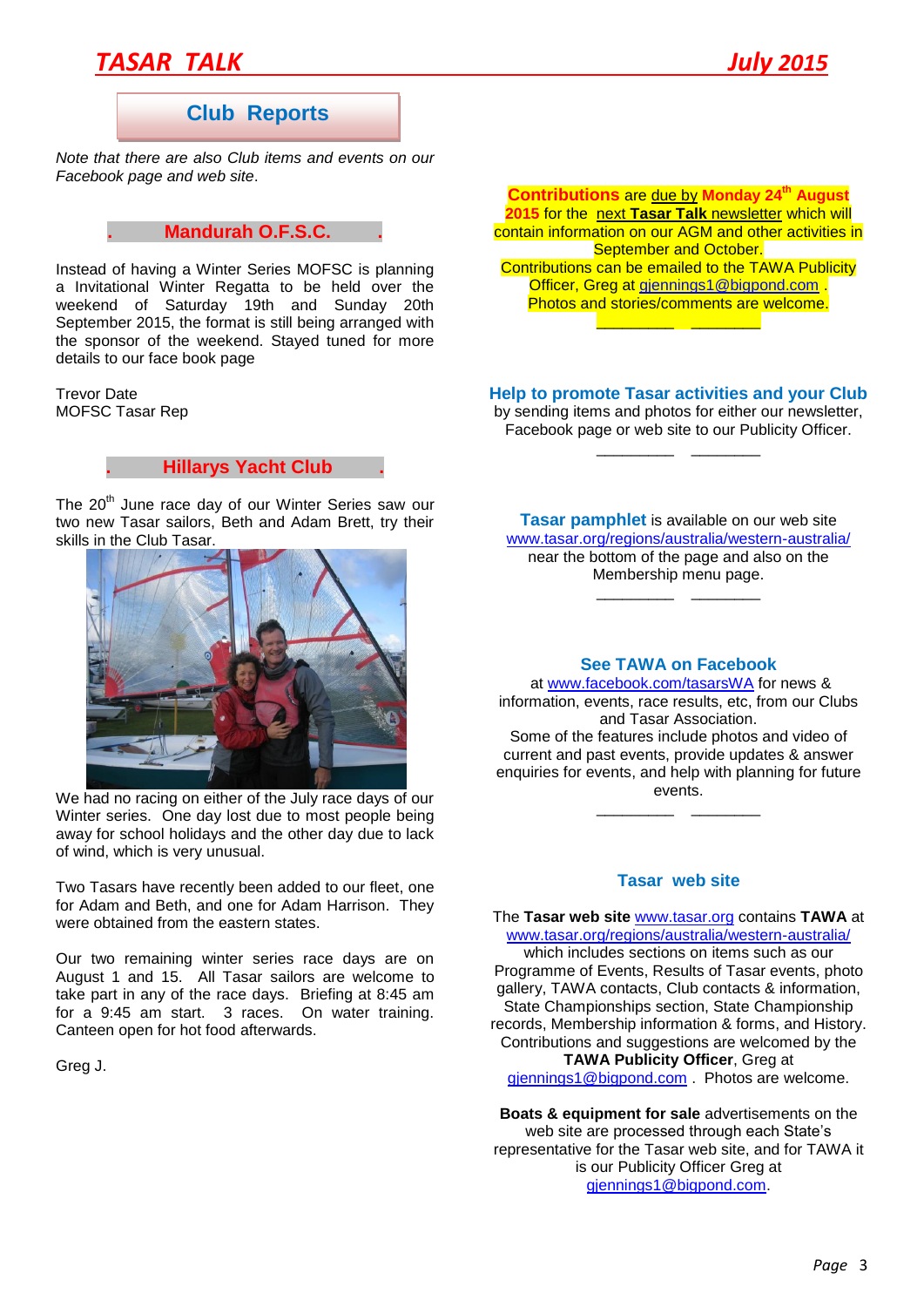## Club Reports

*Note that there are also Club items and events on our Facebook page and web site*.

### Mandurah O.F.S.C.

Instead of having a Winter Series MOFSC is planning a Invitational Winter Regatta to be held over the weekend of Saturday 19th and Sunday 20th September 2015, the format is still being arranged with the sponsor of the weekend. Stayed tuned for more details to our face book page

Trevor Date
MOFSC Tasar Rep

### Hillarys Yacht Club

The 20th June race day of our Winter Series saw our two new Tasar sailors, Beth and Adam Brett, try their skills in the Club Tasar.

We had no racing on either of the July race days of our Winter series. One day lost due to most people being away for school holidays and the other day due to lack of wind, which is very unusual.

Two Tasars have recently been added to our fleet, one for Adam and Beth, one for Adam Harrison. They were obtained from the eastern states.

Our two remaining winter series race days are on August 1 and 15. All Tasar sailors are welcome to take part in any of the race days. Briefing at 8:45 am for a 9:45 am start. 3 races. On water training. Canteen open for hot food afterwards.

Greg J.

**Contributions** are due by **Monday 24th August 2015** for the next **Tasar Talk** newsletter which will contain information on our AGM and other activities in September and October.
Contributions can be emailed to the TAWA Publicity Officer, Greg at gjennings1@bigpond.com .
Photos and stories/comments are welcome.

---

**Help to promote Tasar activities and your Club** by sending items and photos for either our newsletter, Facebook page or web site to our Publicity Officer.

---

**Tasar pamphlet** is available on our web site www.tasar.org/regions/australia/western-australia/ near the bottom of the page and also on the Membership menu page.

---

### See TAWA on Facebook

at www.facebook.com/tasarsWA for news & information, events, race results, etc, from our Clubs and Tasar Association.
Some of the features include photos and video of current and past events, provide updates & answer enquiries for events, and help with planning for future events.

---

### Tasar web site

The **Tasar web site** www.tasar.org contains **TAWA** at www.tasar.org/regions/australia/western-australia/ which includes sections on items such as our Programme of Events, Results of Tasar events, photo gallery, TAWA contacts, Club contacts & information, State Championships section, State Championship records, Membership information & forms, and History. Contributions and suggestions are welcomed by the **TAWA Publicity Officer**, Greg at gjennings1@bigpond.com . Photos are welcome.

**Boats & equipment for sale** advertisements on the web site are processed through each State's representative for the Tasar web site, and for TAWA it is our Publicity Officer Greg at gjennings1@bigpond.com.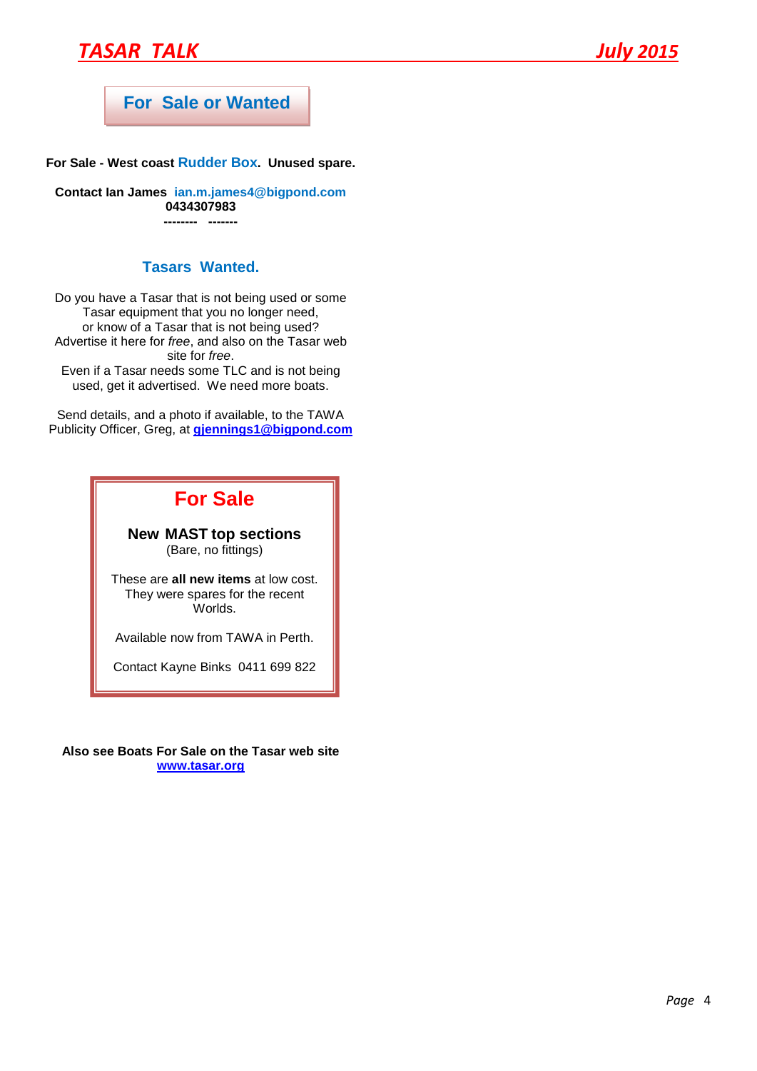## For Sale or Wanted

**For Sale - West coast Rudder Box. Unused spare.**

**Contact Ian James ian.m.james4@bigpond.com**
**0434307983**

**-------- -------**

### Tasars Wanted.

Do you have a Tasar that is not being used or some Tasar equipment that you no longer need, or know of a Tasar that is not being used? Advertise it here for *free*, and also on the Tasar web site for *free*.
Even if a Tasar needs some TLC and is not being used, get it advertised. We need more boats.

Send details, and a photo if available, to the TAWA Publicity Officer, Greg, at **gjennings1@bigpond.com**

## For Sale

**New MAST top sections**
(Bare, no fittings)

These are **all new items** at low cost. They were spares for the recent Worlds.

Available now from TAWA in Perth.

Contact Kayne Binks 0411 699 822

**Also see Boats For Sale on the Tasar web site**
**www.tasar.org**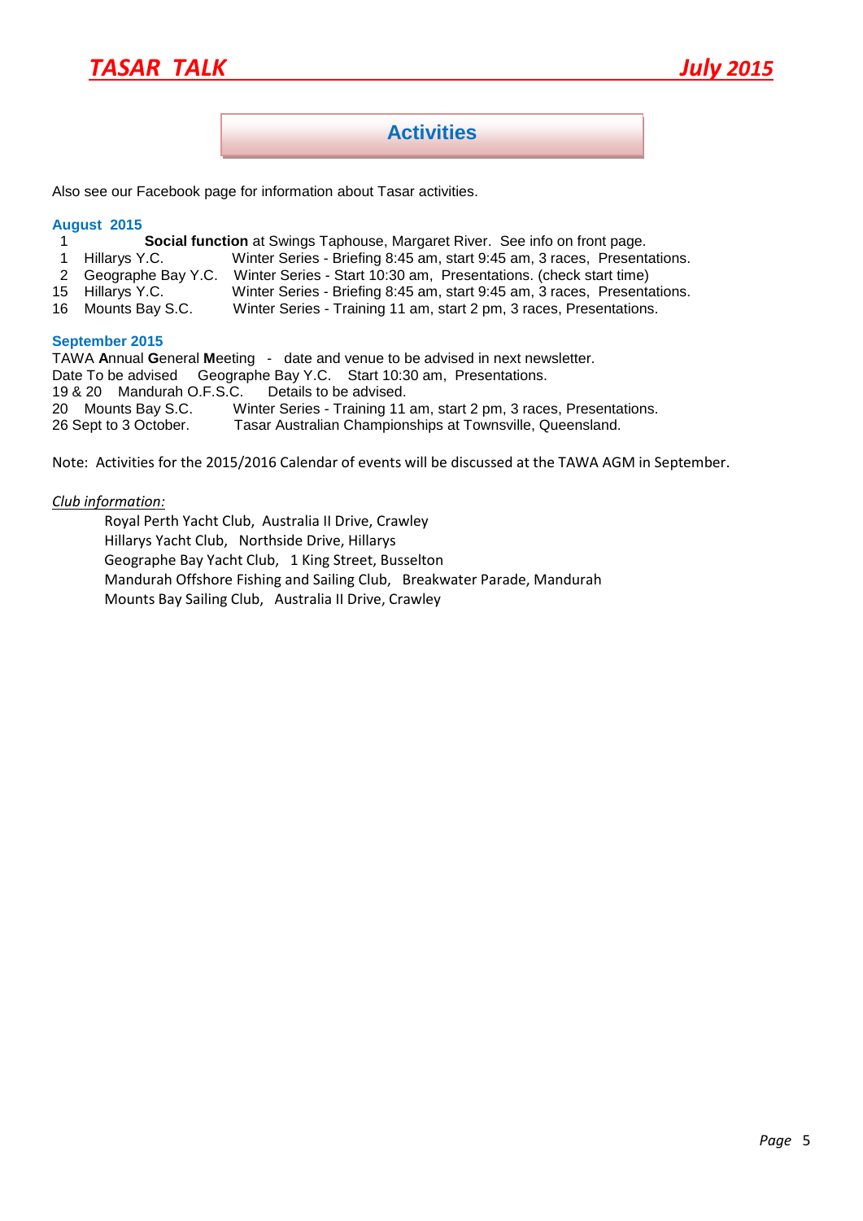## Activities

Also see our Facebook page for information about Tasar activities.

### August 2015

1 **Social function** at Swings Taphouse, Margaret River. See info on front page.
1 Hillarys Y.C. Winter Series - Briefing 8:45 am, start 9:45 am, 3 races, Presentations.
2 Geographe Bay Y.C. Winter Series - Start 10:30 am, Presentations. (check start time)
15 Hillarys Y.C. Winter Series - Briefing 8:45 am, start 9:45 am, 3 races, Presentations.
16 Mounts Bay S.C. Winter Series - Training 11 am, start 2 pm, 3 races, Presentations.

### September 2015

TAWA **A**nnual **G**eneral **M**eeting - date and venue to be advised in next newsletter.
Date To be advised Geographe Bay Y.C. Start 10:30 am, Presentations.
19 & 20 Mandurah O.F.S.C. Details to be advised.
20 Mounts Bay S.C. Winter Series - Training 11 am, start 2 pm, 3 races, Presentations.
26 Sept to 3 October. Tasar Australian Championships at Townsville, Queensland.

Note: Activities for the 2015/2016 Calendar of events will be discussed at the TAWA AGM in September.

*Club information:*

Royal Perth Yacht Club, Australia II Drive, Crawley
Hillarys Yacht Club, Northside Drive, Hillarys
Geographe Bay Yacht Club, 1 King Street, Busselton
Mandurah Offshore Fishing and Sailing Club, Breakwater Parade, Mandurah
Mounts Bay Sailing Club, Australia II Drive, Crawley